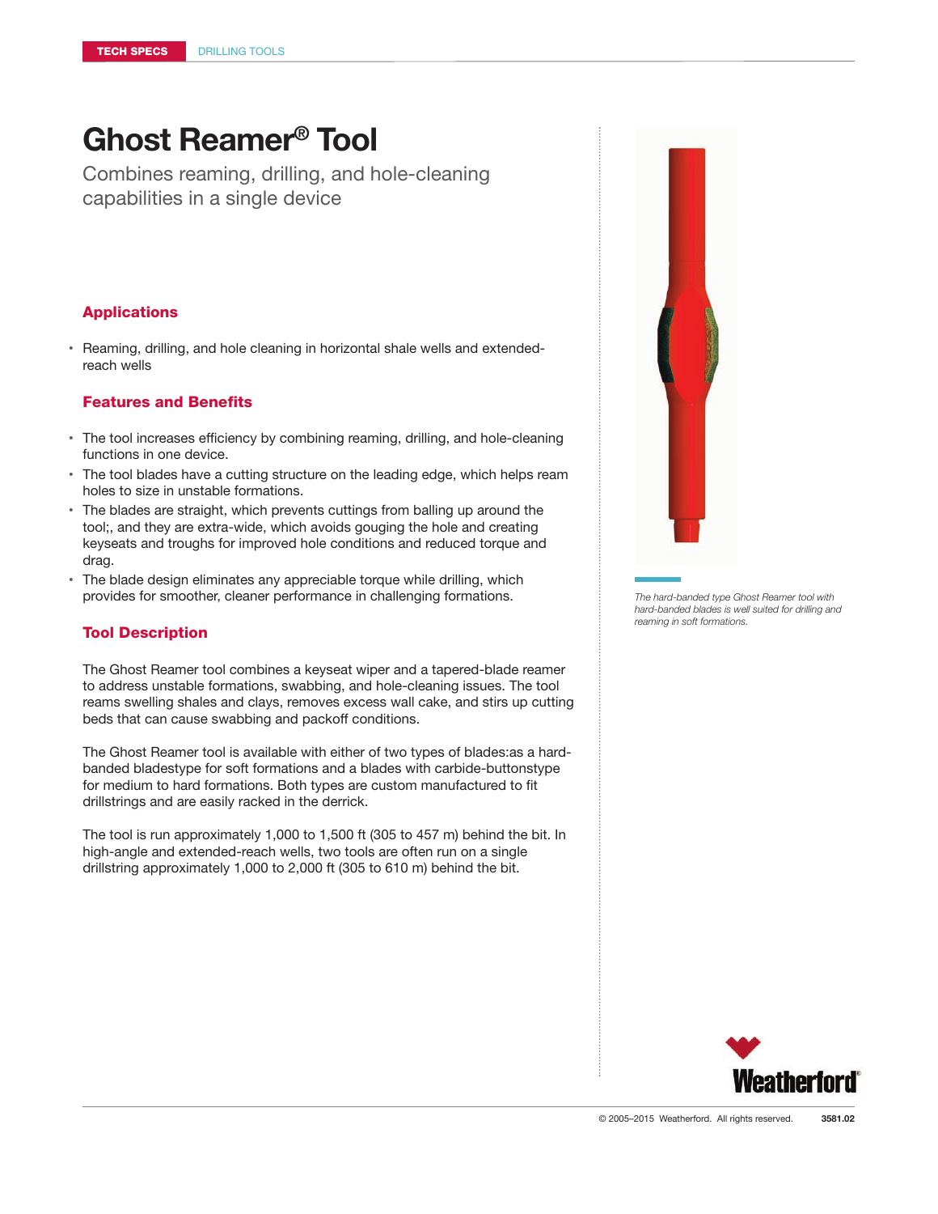# Ghost Reamer® Tool

Combines reaming, drilling, and hole-cleaning capabilities in a single device

## Applications

- Reaming, drilling, and hole cleaning in horizontal shale wells and extended-reach wells

## Features and Benefits

- The tool increases efficiency by combining reaming, drilling, and hole-cleaning functions in one device.
- The tool blades have a cutting structure on the leading edge, which helps ream holes to size in unstable formations.
- The blades are straight, which prevents cuttings from balling up around the tool;, and they are extra-wide, which avoids gouging the hole and creating keyseats and troughs for improved hole conditions and reduced torque and drag.
- The blade design eliminates any appreciable torque while drilling, which provides for smoother, cleaner performance in challenging formations.

## Tool Description

The Ghost Reamer tool combines a keyseat wiper and a tapered-blade reamer to address unstable formations, swabbing, and hole-cleaning issues. The tool reams swelling shales and clays, removes excess wall cake, and stirs up cutting beds that can cause swabbing and packoff conditions.

The Ghost Reamer tool is available with either of two types of blades:as a hard-banded bladestype for soft formations and a blades with carbide-buttonstype for medium to hard formations. Both types are custom manufactured to fit drillstrings and are easily racked in the derrick.

The tool is run approximately 1,000 to 1,500 ft (305 to 457 m) behind the bit. In high-angle and extended-reach wells, two tools are often run on a single drillstring approximately 1,000 to 2,000 ft (305 to 610 m) behind the bit.

*The hard-banded type Ghost Reamer tool with hard-banded blades is well suited for drilling and reaming in soft formations.*

© 2005–2015 Weatherford. All rights reserved. **3581.02**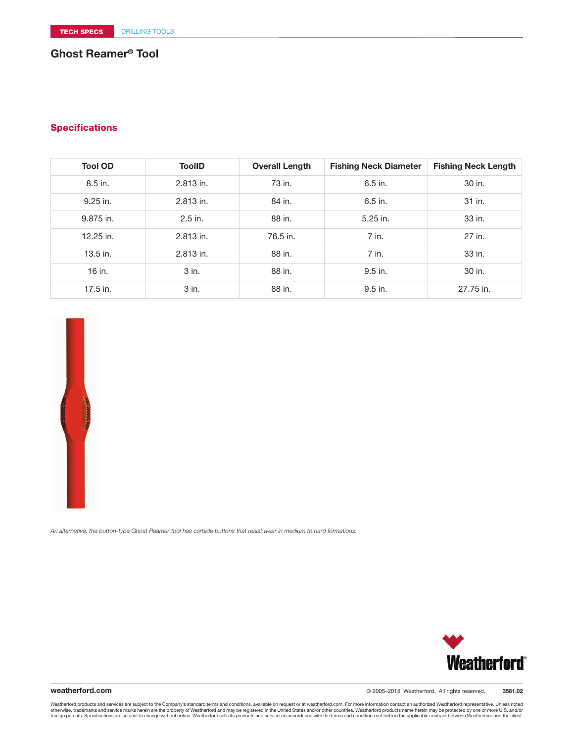# Ghost Reamer® Tool

## Specifications

| Tool OD | ToolID | Overall Length | Fishing Neck Diameter | Fishing Neck Length |
|---|---|---|---|---|
| 8.5 in. | 2.813 in. | 73 in. | 6.5 in. | 30 in. |
| 9.25 in. | 2.813 in. | 84 in. | 6.5 in. | 31 in. |
| 9.875 in. | 2.5 in. | 88 in. | 5.25 in. | 33 in. |
| 12.25 in. | 2.813 in. | 76.5 in. | 7 in. | 27 in. |
| 13.5 in. | 2.813 in. | 88 in. | 7 in. | 33 in. |
| 16 in. | 3 in. | 88 in. | 9.5 in. | 30 in. |
| 17.5 in. | 3 in. | 88 in. | 9.5 in. | 27.75 in. |

*An alternative, the button-type Ghost Reamer tool has carbide buttons that resist wear in medium to hard formations.*

weatherford.com

© 2005–2015 Weatherford. All rights reserved. 3581.02

Weatherford products and services are subject to the Company's standard terms and conditions, available on request or at weatherford.com. For more information contact an authorized Weatherford representative. Unless noted otherwise, trademarks and service marks herein are the property of Weatherford and may be registered in the United States and/or other countries. Weatherford products name herein may be protected by one or more U.S. and/or foreign patents. Specifications are subject to change without notice. Weatherford sells its products and services in accordance with the terms and conditions set forth in the applicable contract between Weatherford and the client.